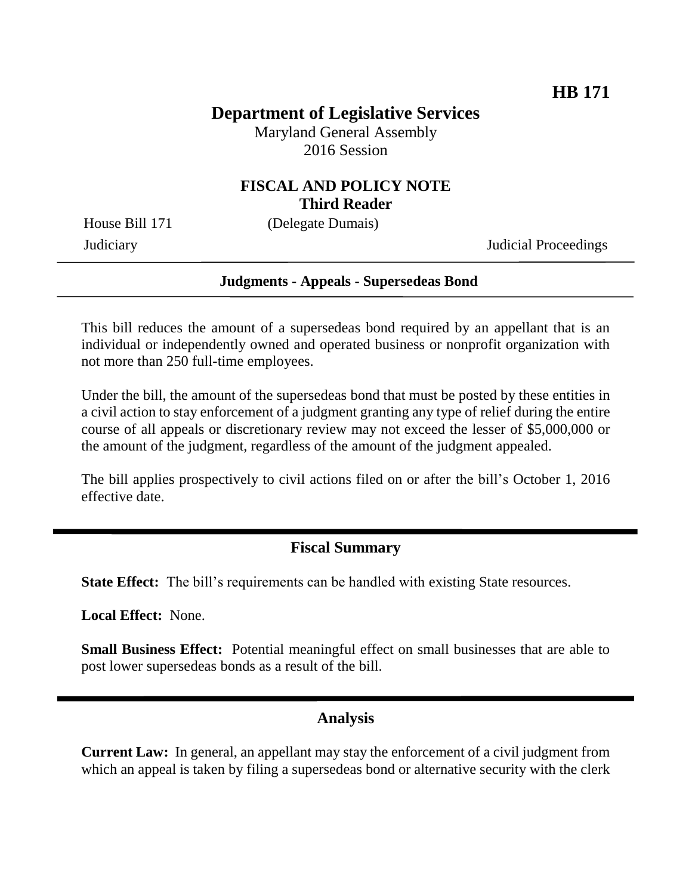**HB 171**

# Department of Legislative Services

Maryland General Assembly
2016 Session

## FISCAL AND POLICY NOTE
**Third Reader**

House Bill 171 (Delegate Dumais)
Judiciary Judicial Proceedings

---

**Judgments - Appeals - Supersedeas Bond**

---

This bill reduces the amount of a supersedeas bond required by an appellant that is an individual or independently owned and operated business or nonprofit organization with not more than 250 full-time employees.

Under the bill, the amount of the supersedeas bond that must be posted by these entities in a civil action to stay enforcement of a judgment granting any type of relief during the entire course of all appeals or discretionary review may not exceed the lesser of $5,000,000 or the amount of the judgment, regardless of the amount of the judgment appealed.

The bill applies prospectively to civil actions filed on or after the bill's October 1, 2016 effective date.

---

## Fiscal Summary

**State Effect:** The bill's requirements can be handled with existing State resources.

**Local Effect:** None.

**Small Business Effect:** Potential meaningful effect on small businesses that are able to post lower supersedeas bonds as a result of the bill.

---

## Analysis

**Current Law:** In general, an appellant may stay the enforcement of a civil judgment from which an appeal is taken by filing a supersedeas bond or alternative security with the clerk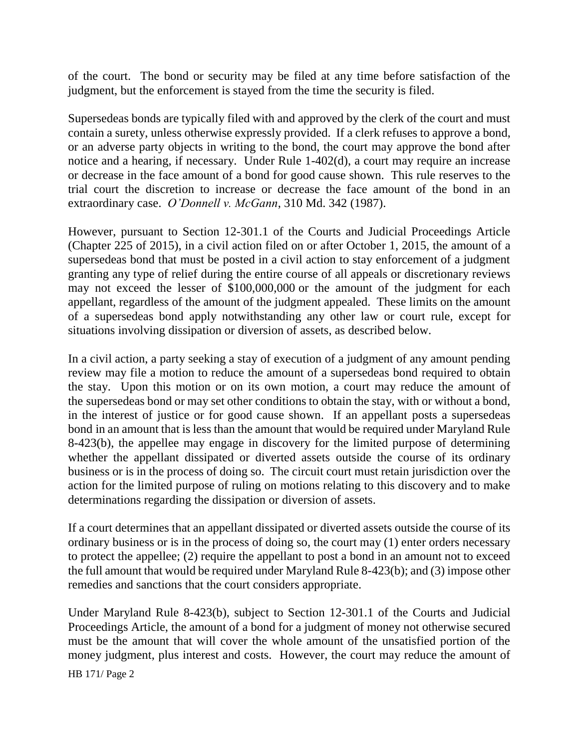of the court. The bond or security may be filed at any time before satisfaction of the judgment, but the enforcement is stayed from the time the security is filed.

Supersedeas bonds are typically filed with and approved by the clerk of the court and must contain a surety, unless otherwise expressly provided. If a clerk refuses to approve a bond, or an adverse party objects in writing to the bond, the court may approve the bond after notice and a hearing, if necessary. Under Rule 1-402(d), a court may require an increase or decrease in the face amount of a bond for good cause shown. This rule reserves to the trial court the discretion to increase or decrease the face amount of the bond in an extraordinary case. *O'Donnell v. McGann*, 310 Md. 342 (1987).

However, pursuant to Section 12-301.1 of the Courts and Judicial Proceedings Article (Chapter 225 of 2015), in a civil action filed on or after October 1, 2015, the amount of a supersedeas bond that must be posted in a civil action to stay enforcement of a judgment granting any type of relief during the entire course of all appeals or discretionary reviews may not exceed the lesser of $100,000,000 or the amount of the judgment for each appellant, regardless of the amount of the judgment appealed. These limits on the amount of a supersedeas bond apply notwithstanding any other law or court rule, except for situations involving dissipation or diversion of assets, as described below.

In a civil action, a party seeking a stay of execution of a judgment of any amount pending review may file a motion to reduce the amount of a supersedeas bond required to obtain the stay. Upon this motion or on its own motion, a court may reduce the amount of the supersedeas bond or may set other conditions to obtain the stay, with or without a bond, in the interest of justice or for good cause shown. If an appellant posts a supersedeas bond in an amount that is less than the amount that would be required under Maryland Rule 8-423(b), the appellee may engage in discovery for the limited purpose of determining whether the appellant dissipated or diverted assets outside the course of its ordinary business or is in the process of doing so. The circuit court must retain jurisdiction over the action for the limited purpose of ruling on motions relating to this discovery and to make determinations regarding the dissipation or diversion of assets.

If a court determines that an appellant dissipated or diverted assets outside the course of its ordinary business or is in the process of doing so, the court may (1) enter orders necessary to protect the appellee; (2) require the appellant to post a bond in an amount not to exceed the full amount that would be required under Maryland Rule 8-423(b); and (3) impose other remedies and sanctions that the court considers appropriate.

Under Maryland Rule 8-423(b), subject to Section 12-301.1 of the Courts and Judicial Proceedings Article, the amount of a bond for a judgment of money not otherwise secured must be the amount that will cover the whole amount of the unsatisfied portion of the money judgment, plus interest and costs. However, the court may reduce the amount of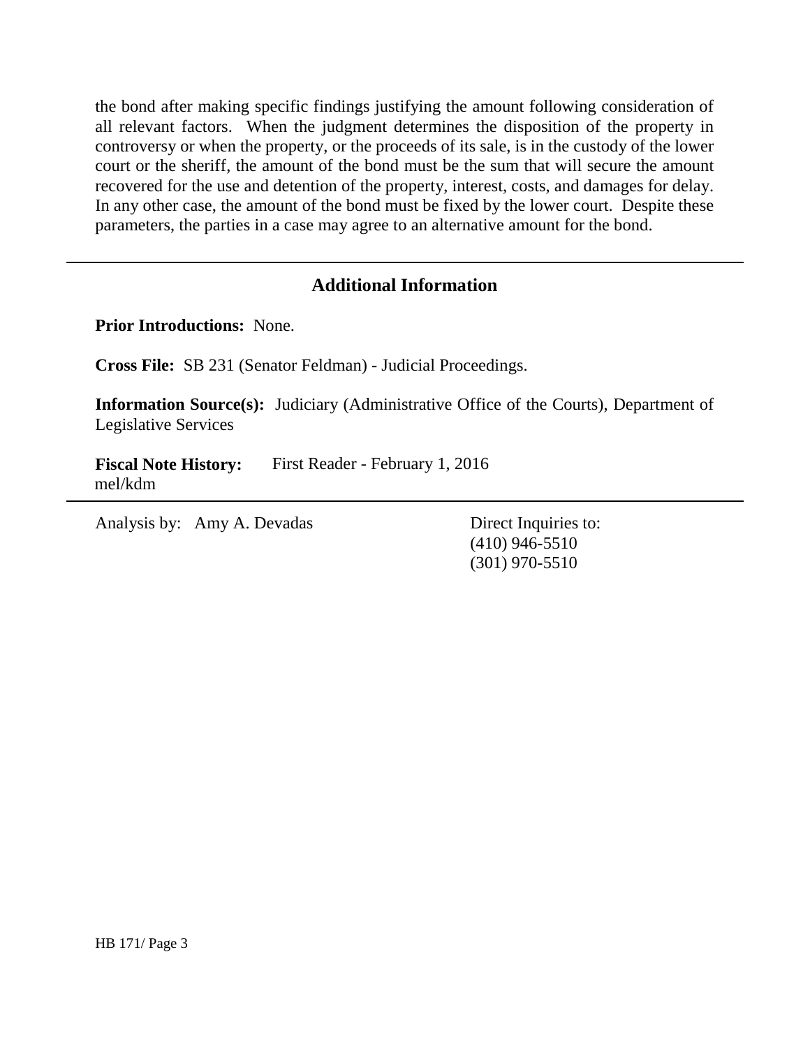the bond after making specific findings justifying the amount following consideration of all relevant factors. When the judgment determines the disposition of the property in controversy or when the property, or the proceeds of its sale, is in the custody of the lower court or the sheriff, the amount of the bond must be the sum that will secure the amount recovered for the use and detention of the property, interest, costs, and damages for delay. In any other case, the amount of the bond must be fixed by the lower court. Despite these parameters, the parties in a case may agree to an alternative amount for the bond.

---

## Additional Information

**Prior Introductions:** None.

**Cross File:** SB 231 (Senator Feldman) - Judicial Proceedings.

**Information Source(s):** Judiciary (Administrative Office of the Courts), Department of Legislative Services

**Fiscal Note History:** First Reader - February 1, 2016
mel/kdm

---

Analysis by: Amy A. Devadas

Direct Inquiries to:
(410) 946-5510
(301) 970-5510